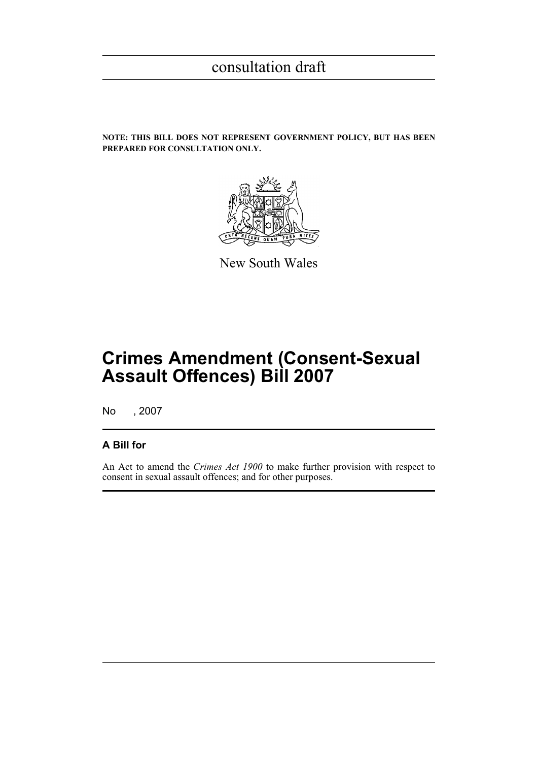consultation draft

**NOTE: THIS BILL DOES NOT REPRESENT GOVERNMENT POLICY, BUT HAS BEEN PREPARED FOR CONSULTATION ONLY.**

New South Wales

# Crimes Amendment (Consent-Sexual Assault Offences) Bill 2007

No , 2007

### A Bill for

An Act to amend the *Crimes Act 1900* to make further provision with respect to consent in sexual assault offences; and for other purposes.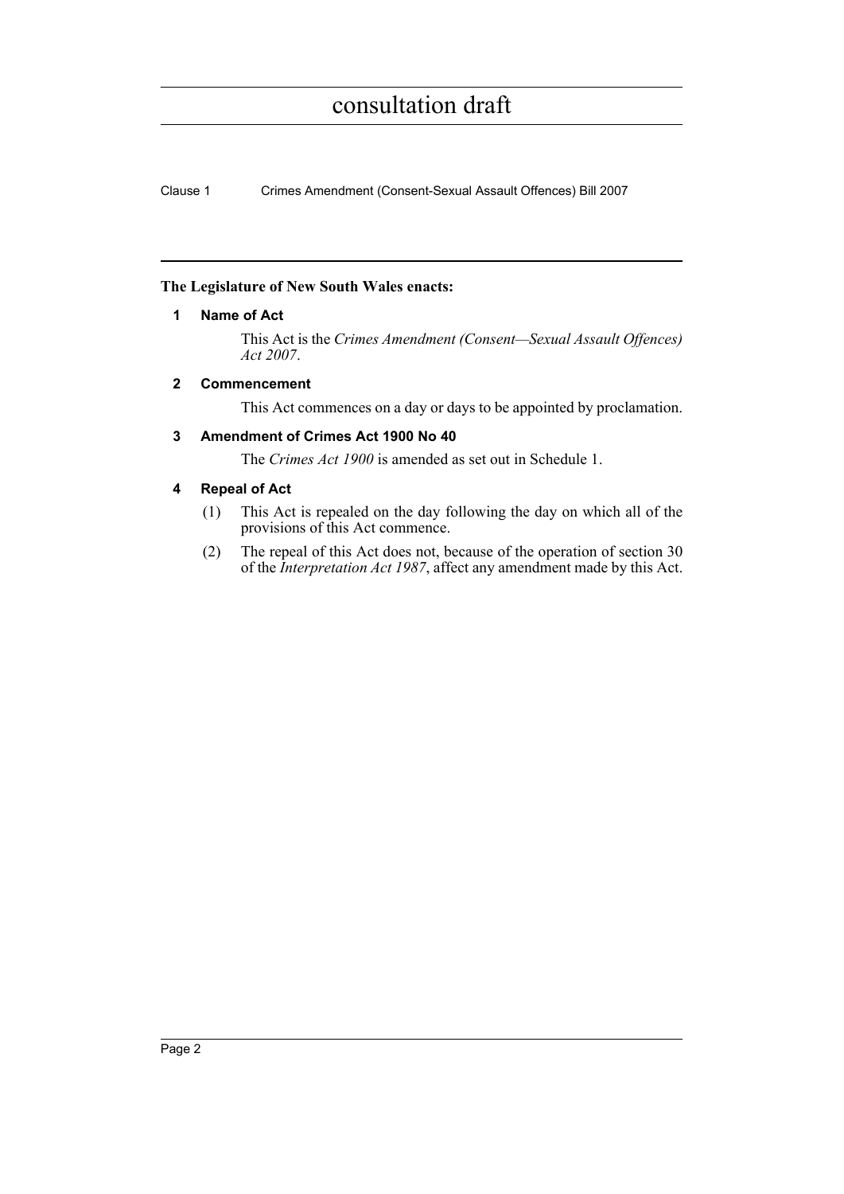**The Legislature of New South Wales enacts:**

## 1 Name of Act

This Act is the *Crimes Amendment (Consent—Sexual Assault Offences) Act 2007*.

## 2 Commencement

This Act commences on a day or days to be appointed by proclamation.

## 3 Amendment of Crimes Act 1900 No 40

The *Crimes Act 1900* is amended as set out in Schedule 1.

## 4 Repeal of Act

(1) This Act is repealed on the day following the day on which all of the provisions of this Act commence.

(2) The repeal of this Act does not, because of the operation of section 30 of the *Interpretation Act 1987*, affect any amendment made by this Act.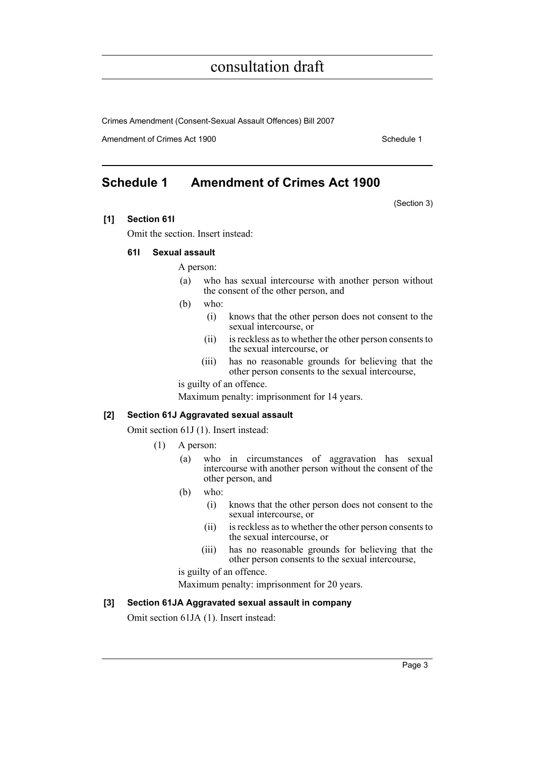# Schedule 1 Amendment of Crimes Act 1900

(Section 3)

**[1] Section 61I**

Omit the section. Insert instead:

### 61I Sexual assault

A person:

(a) who has sexual intercourse with another person without the consent of the other person, and

(b) who:

  (i) knows that the other person does not consent to the sexual intercourse, or

  (ii) is reckless as to whether the other person consents to the sexual intercourse, or

  (iii) has no reasonable grounds for believing that the other person consents to the sexual intercourse,

is guilty of an offence.

Maximum penalty: imprisonment for 14 years.

**[2] Section 61J Aggravated sexual assault**

Omit section 61J (1). Insert instead:

(1) A person:

  (a) who in circumstances of aggravation has sexual intercourse with another person without the consent of the other person, and

  (b) who:

    (i) knows that the other person does not consent to the sexual intercourse, or

    (ii) is reckless as to whether the other person consents to the sexual intercourse, or

    (iii) has no reasonable grounds for believing that the other person consents to the sexual intercourse,

  is guilty of an offence.

  Maximum penalty: imprisonment for 20 years.

**[3] Section 61JA Aggravated sexual assault in company**

Omit section 61JA (1). Insert instead: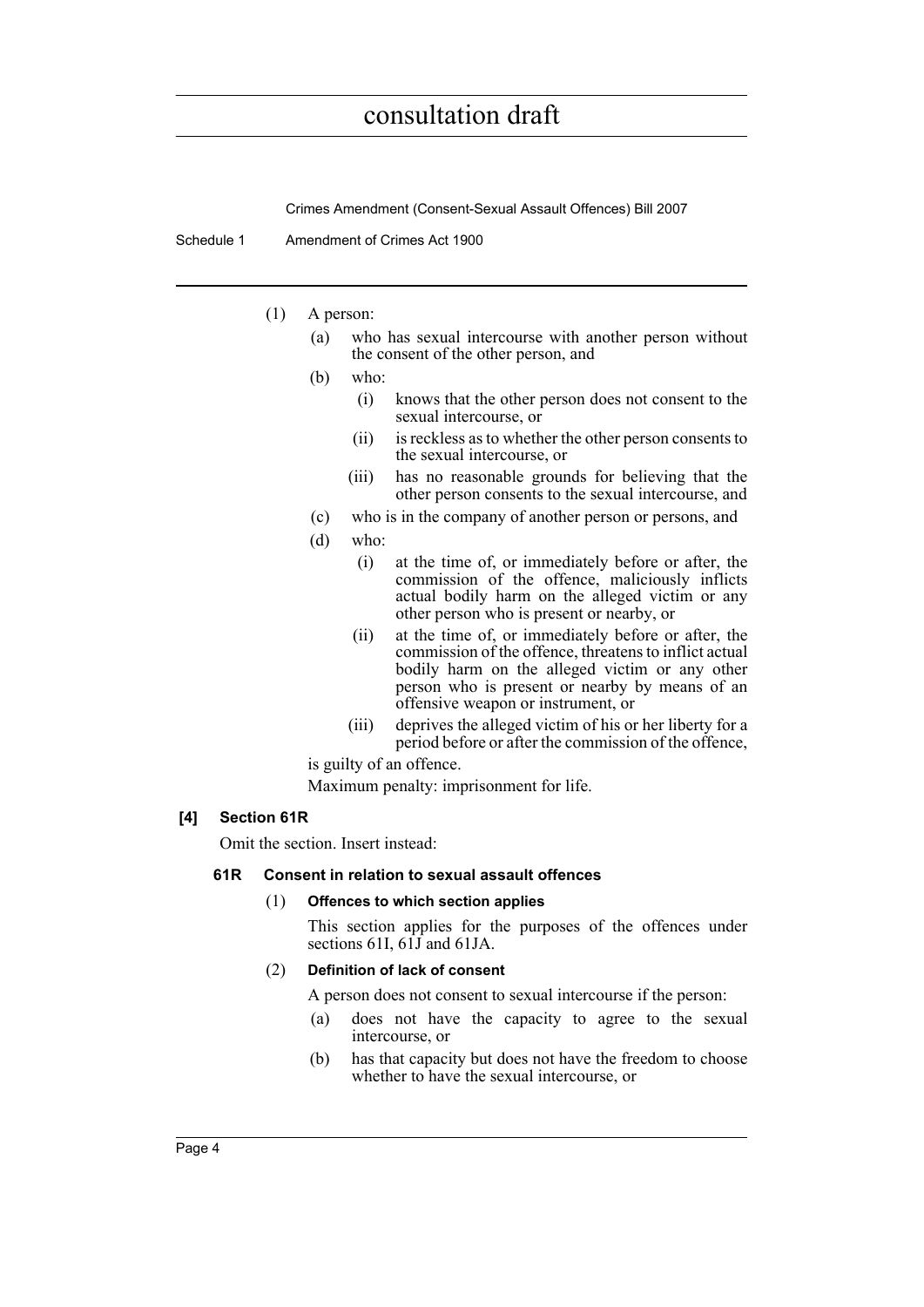(1) A person:

(a) who has sexual intercourse with another person without the consent of the other person, and

(b) who:

(i) knows that the other person does not consent to the sexual intercourse, or

(ii) is reckless as to whether the other person consents to the sexual intercourse, or

(iii) has no reasonable grounds for believing that the other person consents to the sexual intercourse, and

(c) who is in the company of another person or persons, and

(d) who:

(i) at the time of, or immediately before or after, the commission of the offence, maliciously inflicts actual bodily harm on the alleged victim or any other person who is present or nearby, or

(ii) at the time of, or immediately before or after, the commission of the offence, threatens to inflict actual bodily harm on the alleged victim or any other person who is present or nearby by means of an offensive weapon or instrument, or

(iii) deprives the alleged victim of his or her liberty for a period before or after the commission of the offence,

is guilty of an offence.

Maximum penalty: imprisonment for life.

**[4] Section 61R**

Omit the section. Insert instead:

**61R Consent in relation to sexual assault offences**

(1) **Offences to which section applies**

This section applies for the purposes of the offences under sections 61I, 61J and 61JA.

(2) **Definition of lack of consent**

A person does not consent to sexual intercourse if the person:

(a) does not have the capacity to agree to the sexual intercourse, or

(b) has that capacity but does not have the freedom to choose whether to have the sexual intercourse, or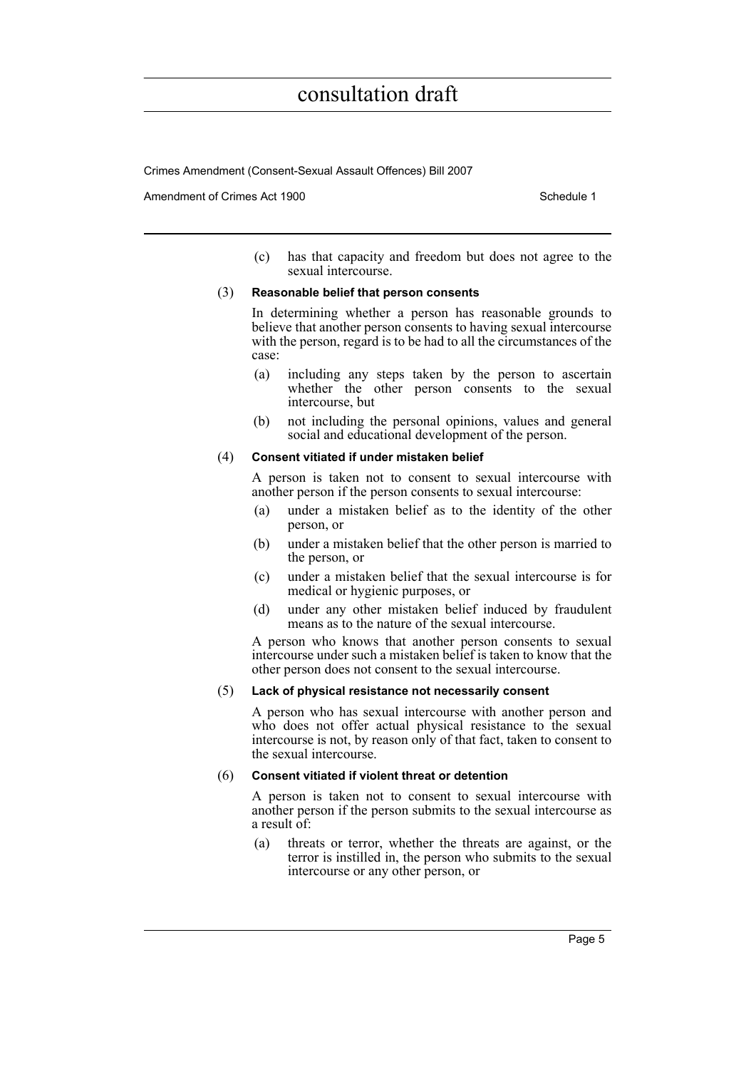(c) has that capacity and freedom but does not agree to the sexual intercourse.

(3) **Reasonable belief that person consents**

In determining whether a person has reasonable grounds to believe that another person consents to having sexual intercourse with the person, regard is to be had to all the circumstances of the case:

(a) including any steps taken by the person to ascertain whether the other person consents to the sexual intercourse, but

(b) not including the personal opinions, values and general social and educational development of the person.

(4) **Consent vitiated if under mistaken belief**

A person is taken not to consent to sexual intercourse with another person if the person consents to sexual intercourse:

(a) under a mistaken belief as to the identity of the other person, or

(b) under a mistaken belief that the other person is married to the person, or

(c) under a mistaken belief that the sexual intercourse is for medical or hygienic purposes, or

(d) under any other mistaken belief induced by fraudulent means as to the nature of the sexual intercourse.

A person who knows that another person consents to sexual intercourse under such a mistaken belief is taken to know that the other person does not consent to the sexual intercourse.

(5) **Lack of physical resistance not necessarily consent**

A person who has sexual intercourse with another person and who does not offer actual physical resistance to the sexual intercourse is not, by reason only of that fact, taken to consent to the sexual intercourse.

(6) **Consent vitiated if violent threat or detention**

A person is taken not to consent to sexual intercourse with another person if the person submits to the sexual intercourse as a result of:

(a) threats or terror, whether the threats are against, or the terror is instilled in, the person who submits to the sexual intercourse or any other person, or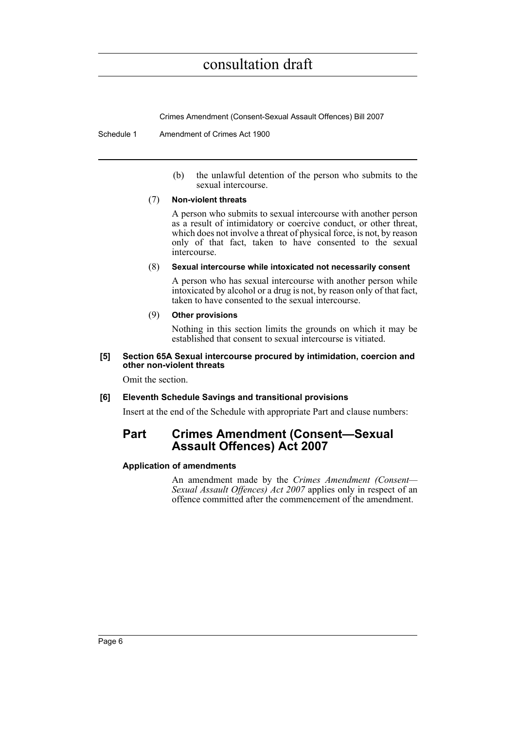(b) the unlawful detention of the person who submits to the sexual intercourse.

(7) **Non-violent threats**

A person who submits to sexual intercourse with another person as a result of intimidatory or coercive conduct, or other threat, which does not involve a threat of physical force, is not, by reason only of that fact, taken to have consented to the sexual intercourse.

(8) **Sexual intercourse while intoxicated not necessarily consent**

A person who has sexual intercourse with another person while intoxicated by alcohol or a drug is not, by reason only of that fact, taken to have consented to the sexual intercourse.

(9) **Other provisions**

Nothing in this section limits the grounds on which it may be established that consent to sexual intercourse is vitiated.

**[5] Section 65A Sexual intercourse procured by intimidation, coercion and other non-violent threats**

Omit the section.

**[6] Eleventh Schedule Savings and transitional provisions**

Insert at the end of the Schedule with appropriate Part and clause numbers:

## Part Crimes Amendment (Consent—Sexual Assault Offences) Act 2007

**Application of amendments**

An amendment made by the *Crimes Amendment (Consent—Sexual Assault Offences) Act 2007* applies only in respect of an offence committed after the commencement of the amendment.